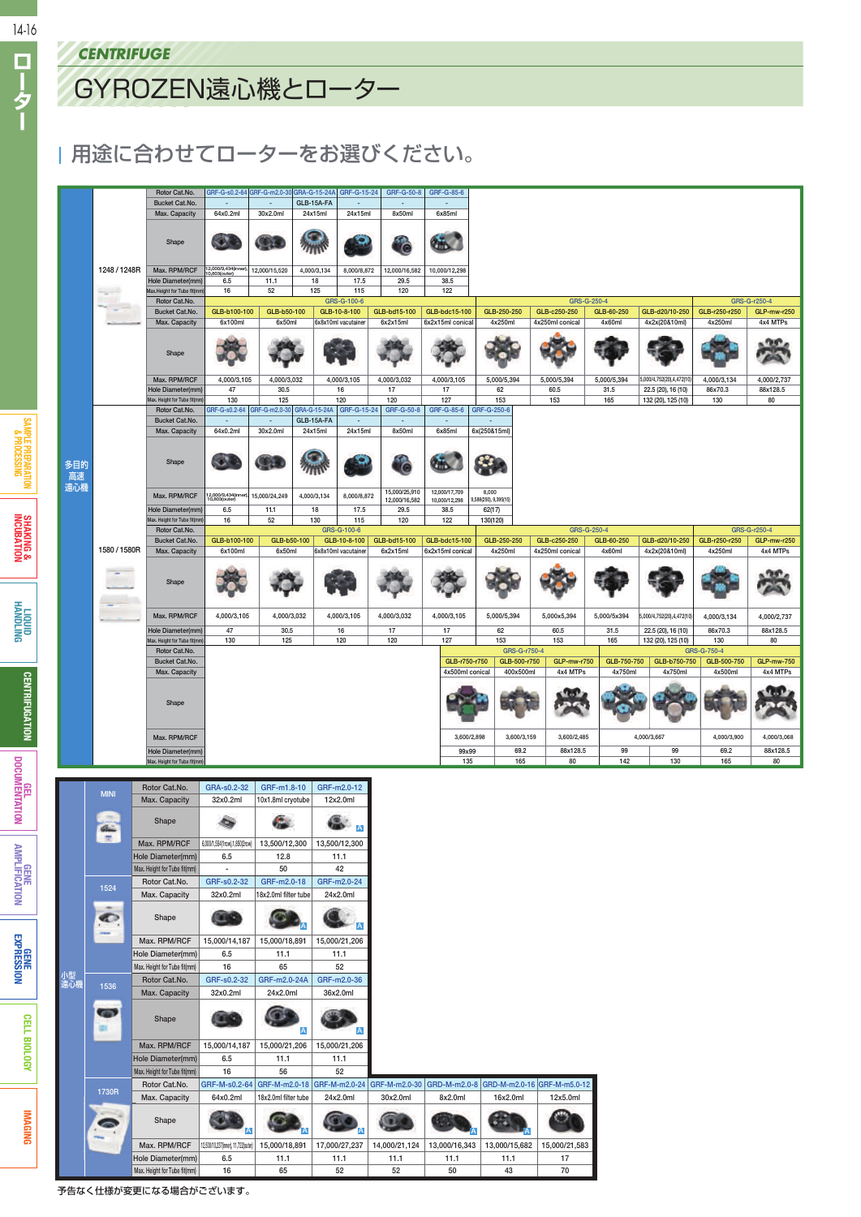*CENTRIFUGE*

# GYROZEN遠心機とローター

## 用途に合わせてローターをお選びください。

### 多目的高速遠心機

#### 1248 / 1248R

| Rotor Cat.No. | GRF-G-s0.2-64 | GRF-G-m2.0-30 | GRA-G-15-24A | GRF-G-15-24 | GRF-G-50-8 | GRF-G-85-6 |
|---|---|---|---|---|---|---|
| Bucket Cat.No. | - | - | GLB-15A-FA | | - | - |
| Max. Capacity | 64x0.2ml | 30x2.0ml | 24x15ml | 24x15ml | 8x50ml | 6x85ml |
| Shape | | | | | | |
| Max. RPM/RCF | 12,000/9,434(inner), 10,603(outer) | 12,000/15,520 | 4,000/3,134 | 8,000/8,872 | 12,000/16,582 | 10,000/12,298 |
| Hole Diameter(mm) | 6.5 | 11.1 | 18 | 17.5 | 29.5 | 38.5 |
| Max.Height for Tube fit(mm) | 16 | 52 | 125 | 115 | 120 | 122 |

| Rotor Cat.No. | GRS-G-100-6 | | | | | GRS-G-250-4 | | | | GRS-G-r250-4 | |
|---|---|---|---|---|---|---|---|---|---|---|---|
| Bucket Cat.No. | GLB-b100-100 | GLB-b50-100 | GLB-10-8-100 | GLB-bd15-100 | GLB-bdc15-100 | GLB-250-250 | GLB-c250-250 | GLB-60-250 | GLB-d20/10-250 | GLB-r250-r250 | GLP-mw-r250 |
| Max. Capacity | 6x100ml | 6x50ml | 6x8x10ml vacutainer | 6x2x15ml | 6x2x15ml conical | 4x250ml | 4x250ml conical | 4x60ml | 4x2x(20&10ml) | 4x250ml | 4x4 MTPs |
| Shape | | | | | | | | | | | |
| Max. RPM/RCF | 4,000/3,105 | 4,000/3,032 | 4,000/3,105 | 4,000/3,032 | 4,000/3,105 | 5,000/5,394 | 5,000/5,394 | 5,000/5,394 | 5,000/4,752(20),4,472(10) | 4,000/3,134 | 4,000/2,737 |
| Hole Diameter(mm) | 47 | 30.5 | 16 | 17 | 17 | 62 | 60.5 | 31.5 | 22.5 (20), 16 (10) | 86x70.3 | 88x128.5 |
| Max. Height for Tube fit(mm) | 130 | 125 | 120 | 120 | 127 | 153 | 153 | 165 | 132 (20), 125 (10) | 130 | 80 |

#### 1580 / 1580R

| Rotor Cat.No. | GRF-G-s0.2-64 | GRF-G-m2.0-30 | GRA-G-15-24A | GRF-G-15-24 | GRF-G-50-8 | GRF-G-85-6 | GRF-G-250-6 |
|---|---|---|---|---|---|---|---|
| Bucket Cat.No. | - | - | GLB-15A-FA | | - | - | - |
| Max. Capacity | 64x0.2ml | 30x2.0ml | 24x15ml | 24x15ml | 8x50ml | 6x85ml | 6x(250&15ml) |
| Shape | | | | | | | |
| Max. RPM/RCF | 12,000/9,434(inner), 10,603(outer) | 15,000/24,249 | 4,000/3,134 | 8,000/8,872 | 15,000/25,910 12,000/16,582 | 12,000/17,709 10,000/12,298 | 8,000 9,588(250), 9,399(15) |
| Hole Diameter(mm) | 6.5 | 11.1 | 18 | 17.5 | 29.5 | 38.5 | 62(17) |
| Max. Height for Tube fit(mm) | 16 | 52 | 130 | 115 | 120 | 122 | 130(120) |

| Rotor Cat.No. | GRS-G-100-6 | | | | | GRS-G-250-4 | | | | GRS-G-r250-4 | |
|---|---|---|---|---|---|---|---|---|---|---|---|
| Bucket Cat.No. | GLB-b100-100 | GLB-b50-100 | GLB-10-8-100 | GLB-bd15-100 | GLB-bdc15-100 | GLB-250-250 | GLB-c250-250 | GLB-60-250 | GLB-d20/10-250 | GLB-r250-r250 | GLP-mw-r250 |
| Max. Capacity | 6x100ml | 6x50ml | 6x8x10ml vacutainer | 6x2x15ml | 6x2x15ml conical | 4x250ml | 4x250ml conical | 4x60ml | 4x2x(20&10ml) | 4x250ml | 4x4 MTPs |
| Shape | | | | | | | | | | | |
| Max. RPM/RCF | 4,000/3,105 | 4,000/3,032 | 4,000/3,105 | 4,000/3,032 | 4,000/3,105 | 5,000/5,394 | 5,000x5,394 | 5,000/5x394 | 5,000/4,752(20),4,472(10) | 4,000/3,134 | 4,000/2,737 |
| Hole Diameter(mm) | 47 | 30.5 | 16 | 17 | 17 | 62 | 60.5 | 31.5 | 22.5 (20), 16 (10) | 86x70.3 | 88x128.5 |
| Max. Height for Tube fit(mm) | 130 | 125 | 120 | 120 | 127 | 153 | 153 | 165 | 132 (20), 125 (10) | 130 | 80 |

| Rotor Cat.No. | GRS-G-r750-4 | | | GRS-G-750-4 | | | |
|---|---|---|---|---|---|---|---|
| Bucket Cat.No. | GLB-r750-r750 | GLB-500-r750 | GLP-mw-r750 | GLB-750-750 | GLB-b750-750 | GLB-500-750 | GLP-mw-750 |
| Max. Capacity | 4x500ml conical | 400x500ml | 4x4 MTPs | 4x750ml | 4x750ml | 4x500ml | 4x4 MTPs |
| Shape | | | | | | | |
| Max. RPM/RCF | 3,600/2,898 | 3,600/3,159 | 3,600/2,485 | 4,000/3,667 | | 4,000/3,900 | 4,000/3,068 |
| Hole Diameter(mm) | 99x99 | 69.2 | 88x128.5 | 99 | 99 | 69.2 | 88x128.5 |
| Max. Height for Tube fit(mm) | 135 | 165 | 80 | 142 | 130 | 165 | 80 |

### 小型遠心機

#### MINI

| Rotor Cat.No. | GRA-s0.2-32 | GRF-m1.8-10 | GRF-m2.0-12 |
|---|---|---|---|
| Max. Capacity | 32x0.2ml | 10x1.8ml cryotube | 12x2.0ml |
| Shape | | | |
| Max. RPM/RCF | 6,000/1,584(inner),1,680(outer) | 13,500/12,300 | 13,500/12,300 |
| Hole Diameter(mm) | 6.5 | 12.8 | 11.1 |
| Max. Height for Tube fit(mm) | - | 50 | 42 |

#### 1524

| Rotor Cat.No. | GRF-s0.2-32 | GRF-m2.0-18 | GRF-m2.0-24 |
|---|---|---|---|
| Max. Capacity | 32x0.2ml | 18x2.0ml filter tube | 24x2.0ml |
| Shape | | | |
| Max. RPM/RCF | 15,000/14,187 | 15,000/18,891 | 15,000/21,206 |
| Hole Diameter(mm) | 6.5 | 11.1 | 11.1 |
| Max. Height for Tube fit(mm) | 16 | 65 | 52 |

#### 1536

| Rotor Cat.No. | GRF-s0.2-32 | GRF-m2.0-24A | GRF-m2.0-36 |
|---|---|---|---|
| Max. Capacity | 32x0.2ml | 24x2.0ml | 36x2.0ml |
| Shape | | | |
| Max. RPM/RCF | 15,000/14,187 | 15,000/21,206 | 15,000/21,206 |
| Hole Diameter(mm) | 6.5 | 11.1 | 11.1 |
| Max. Height for Tube fit(mm) | 16 | 56 | 52 |

#### 1730R

| Rotor Cat.No. | GRF-M-s0.2-64 | GRF-M-m2.0-18 | GRF-M-m2.0-24 | GRF-M-m2.0-30 | GRD-M-m2.0-8 | GRD-M-m2.0-16 | GRF-M-m5.0-12 |
|---|---|---|---|---|---|---|---|
| Max. Capacity | 64x0.2ml | 18x2.0ml filter tube | 24x2.0ml | 30x2.0ml | 8x2.0ml | 16x2.0ml | 12x5.0ml |
| Shape | | | | | | | |
| Max. RPM/RCF | 12,500/10,237(inner), 11,722(outer) | 15,000/18,891 | 17,000/27,237 | 14,000/21,124 | 13,000/16,343 | 13,000/15,682 | 15,000/21,583 |
| Hole Diameter(mm) | 6.5 | 11.1 | 11.1 | 11.1 | 11.1 | 11.1 | 17 |
| Max. Height for Tube fit(mm) | 16 | 65 | 52 | 52 | 50 | 43 | 70 |

予告なく仕様が変更になる場合がございます。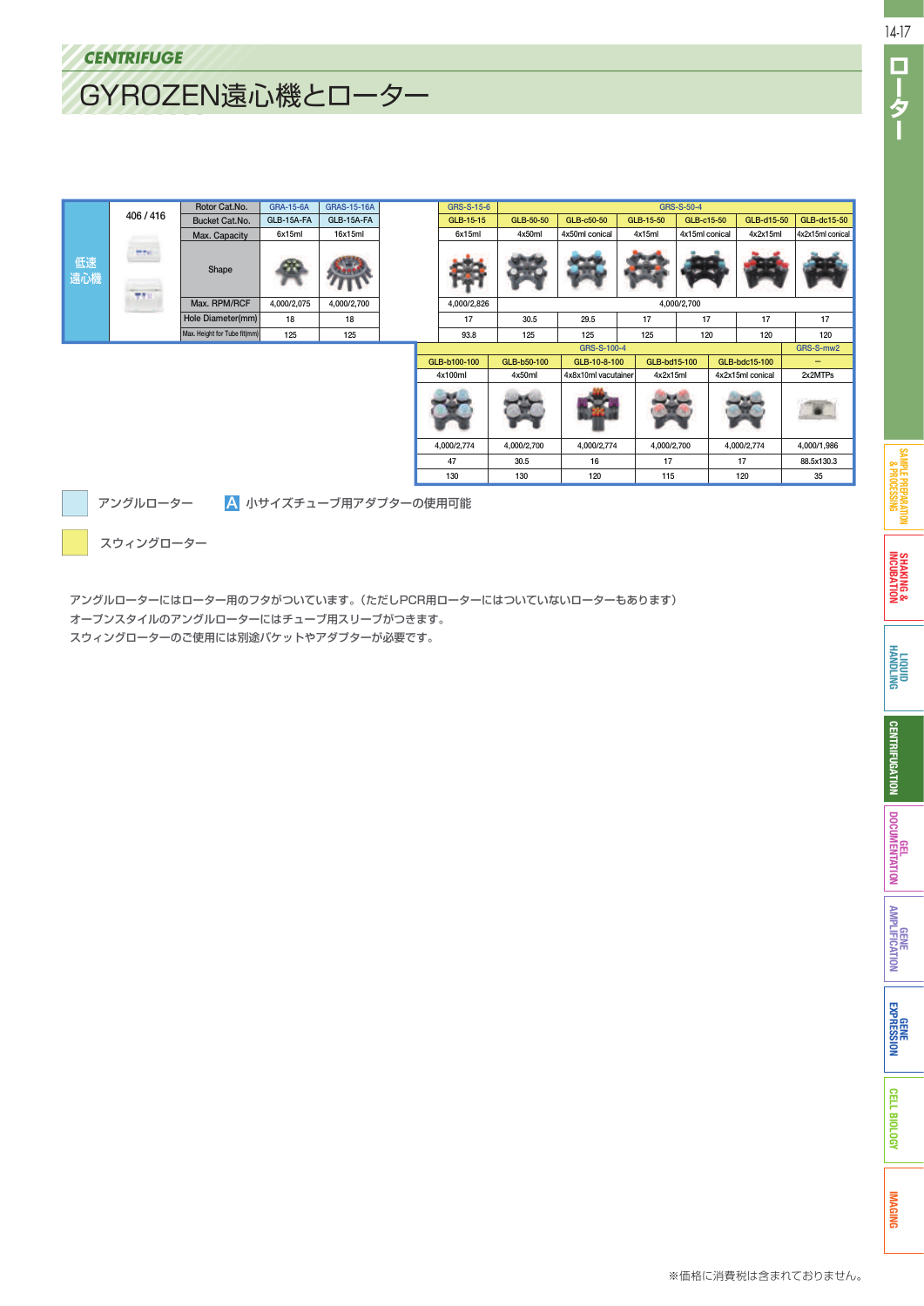## CENTRIFUGE

# GYROZEN遠心機とローター

| 低速遠心機 | 406 / 416 | Rotor Cat.No. | GRA-15-6A | GRAS-15-16A | GRS-S-15-6 | GRS-S-50-4 | | | | | |
|---|---|---|---|---|---|---|---|---|---|---|---|
| | | Bucket Cat.No. | GLB-15A-FA | GLB-15A-FA | GLB-15-15 | GLB-50-50 | GLB-c50-50 | GLB-15-50 | GLB-c15-50 | GLB-d15-50 | GLB-dc15-50 |
| | | Max. Capacity | 6x15ml | 16x15ml | 6x15ml | 4x50ml | 4x50ml conical | 4x15ml | 4x15ml conical | 4x2x15ml | 4x2x15ml conical |
| | | Shape | | | | | | | | | |
| | | Max. RPM/RCF | 4,000/2,075 | 4,000/2,700 | 4,000/2,826 | 4,000/2,700 | | | | | |
| | | Hole Diameter(mm) | 18 | 18 | 17 | 30.5 | 29.5 | 17 | 17 | 17 | 17 |
| | | Max. Height for Tube fit(mm) | 125 | 125 | 93.8 | 125 | 125 | 125 | 120 | 120 | 120 |

| Rotor Cat.No. | GRS-S-100-4 | | | | | GRS-S-mw2 |
|---|---|---|---|---|---|---|
| Bucket Cat.No. | GLB-b100-100 | GLB-b50-100 | GLB-10-8-100 | GLB-bd15-100 | GLB-bdc15-100 | – |
| Max. Capacity | 4x100ml | 4x50ml | 4x8x10ml vacutainer | 4x2x15ml | 4x2x15ml conical | 2x2MTPs |
| Shape | | | | | | |
| Max. RPM/RCF | 4,000/2,774 | 4,000/2,700 | 4,000/2,774 | 4,000/2,700 | 4,000/2,774 | 4,000/1,986 |
| Hole Diameter(mm) | 47 | 30.5 | 16 | 17 | 17 | 88.5x130.3 |
| Max. Height for Tube fit(mm) | 130 | 130 | 120 | 115 | 120 | 35 |

アングルローター　　A 小サイズチューブ用アダプターの使用可能

スウィングローター

アングルローターにはローター用のフタがついています。（ただしPCR用ローターにはついていないローターもあります）
オープンスタイルのアングルローターにはチューブ用スリーブがつきます。
スウィングローターのご使用には別途バケットやアダプターが必要です。

※価格に消費税は含まれておりません。